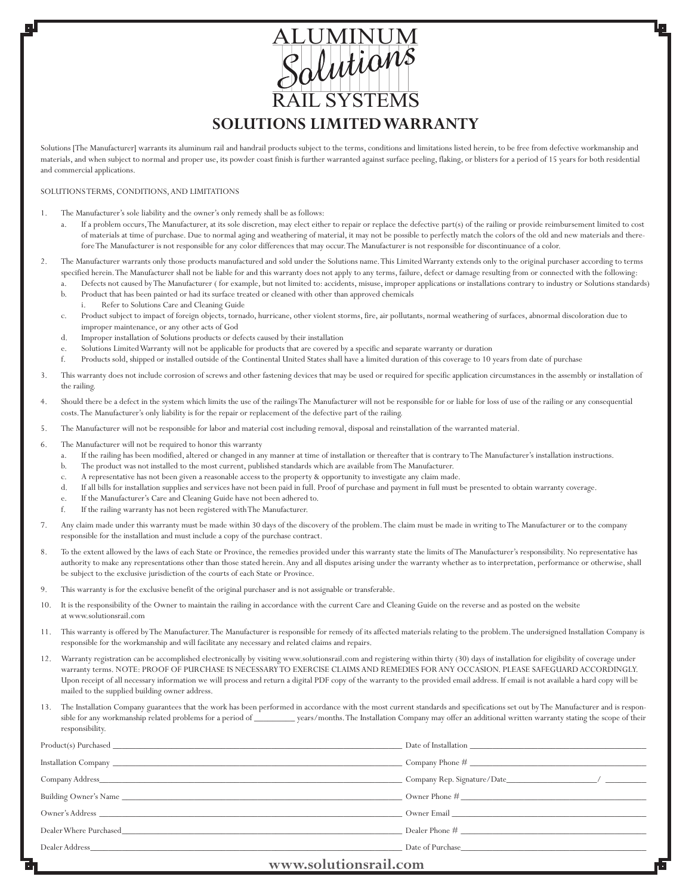# ALUMINUM *Solutions* RAIL SYSTEMS

## SOLUTIONS LIMITED WARRANTY

Solutions [The Manufacturer] warrants its aluminum rail and handrail products subject to the terms, conditions and limitations listed herein, to be free from defective workmanship and materials, and when subject to normal and proper use, its powder coast finish is further warranted against surface peeling, flaking, or blisters for a period of 15 years for both residential and commercial applications.

SOLUTIONS TERMS, CONDITIONS, AND LIMITATIONS

1. The Manufacturer's sole liability and the owner's only remedy shall be as follows:
   a. If a problem occurs, The Manufacturer, at its sole discretion, may elect either to repair or replace the defective part(s) of the railing or provide reimbursement limited to cost of materials at time of purchase. Due to normal aging and weathering of material, it may not be possible to perfectly match the colors of the old and new materials and therefore The Manufacturer is not responsible for any color differences that may occur. The Manufacturer is not responsible for discontinuance of a color.
2. The Manufacturer warrants only those products manufactured and sold under the Solutions name. This Limited Warranty extends only to the original purchaser according to terms specified herein. The Manufacturer shall not be liable for and this warranty does not apply to any terms, failure, defect or damage resulting from or connected with the following:
   a. Defects not caused by The Manufacturer ( for example, but not limited to: accidents, misuse, improper applications or installations contrary to industry or Solutions standards)
   b. Product that has been painted or had its surface treated or cleaned with other than approved chemicals
      i. Refer to Solutions Care and Cleaning Guide
   c. Product subject to impact of foreign objects, tornado, hurricane, other violent storms, fire, air pollutants, normal weathering of surfaces, abnormal discoloration due to improper maintenance, or any other acts of God
   d. Improper installation of Solutions products or defects caused by their installation
   e. Solutions Limited Warranty will not be applicable for products that are covered by a specific and separate warranty or duration
   f. Products sold, shipped or installed outside of the Continental United States shall have a limited duration of this coverage to 10 years from date of purchase
3. This warranty does not include corrosion of screws and other fastening devices that may be used or required for specific application circumstances in the assembly or installation of the railing.
4. Should there be a defect in the system which limits the use of the railings The Manufacturer will not be responsible for or liable for loss of use of the railing or any consequential costs. The Manufacturer's only liability is for the repair or replacement of the defective part of the railing.
5. The Manufacturer will not be responsible for labor and material cost including removal, disposal and reinstallation of the warranted material.
6. The Manufacturer will not be required to honor this warranty
   a. If the railing has been modified, altered or changed in any manner at time of installation or thereafter that is contrary to The Manufacturer's installation instructions.
   b. The product was not installed to the most current, published standards which are available from The Manufacturer.
   c. A representative has not been given a reasonable access to the property & opportunity to investigate any claim made.
   d. If all bills for installation supplies and services have not been paid in full. Proof of purchase and payment in full must be presented to obtain warranty coverage.
   e. If the Manufacturer's Care and Cleaning Guide have not been adhered to.
   f. If the railing warranty has not been registered with The Manufacturer.
7. Any claim made under this warranty must be made within 30 days of the discovery of the problem. The claim must be made in writing to The Manufacturer or to the company responsible for the installation and must include a copy of the purchase contract.
8. To the extent allowed by the laws of each State or Province, the remedies provided under this warranty state the limits of The Manufacturer's responsibility. No representative has authority to make any representations other than those stated herein. Any and all disputes arising under the warranty whether as to interpretation, performance or otherwise, shall be subject to the exclusive jurisdiction of the courts of each State or Province.
9. This warranty is for the exclusive benefit of the original purchaser and is not assignable or transferable.
10. It is the responsibility of the Owner to maintain the railing in accordance with the current Care and Cleaning Guide on the reverse and as posted on the website at www.solutionsrail.com
11. This warranty is offered by The Manufacturer. The Manufacturer is responsible for remedy of its affected materials relating to the problem. The undersigned Installation Company is responsible for the workmanship and will facilitate any necessary and related claims and repairs.
12. Warranty registration can be accomplished electronically by visiting www.solutionsrail.com and registering within thirty (30) days of installation for eligibility of coverage under warranty terms. NOTE: PROOF OF PURCHASE IS NECESSARY TO EXERCISE CLAIMS AND REMEDIES FOR ANY OCCASION. PLEASE SAFEGUARD ACCORDINGLY. Upon receipt of all necessary information we will process and return a digital PDF copy of the warranty to the provided email address. If email is not available a hard copy will be mailed to the supplied building owner address.
13. The Installation Company guarantees that the work has been performed in accordance with the most current standards and specifications set out by The Manufacturer and is responsible for any workmanship related problems for a period of __________ years/months. The Installation Company may offer an additional written warranty stating the scope of their responsibility.

Product(s) Purchased ______________________________ Date of Installation ______________________________

Installation Company ______________________________ Company Phone # ______________________________

Company Address______________________________ Company Rep. Signature/Date____________________/ __________

Building Owner's Name ______________________________ Owner Phone # ______________________________

Owner's Address ______________________________ Owner Email ______________________________

Dealer Where Purchased______________________________ Dealer Phone # ______________________________

Dealer Address______________________________ Date of Purchase______________________________

**www.solutionsrail.com**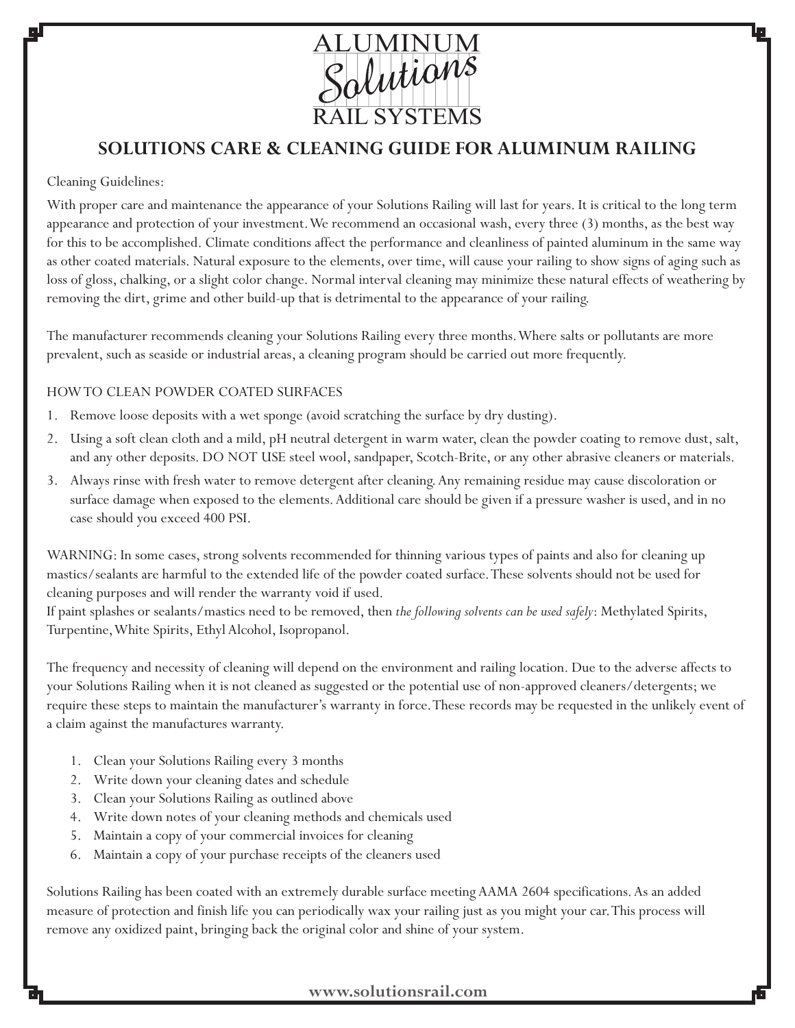ALUMINUM
Solutions
RAIL SYSTEMS

## SOLUTIONS CARE & CLEANING GUIDE FOR ALUMINUM RAILING

Cleaning Guidelines:

With proper care and maintenance the appearance of your Solutions Railing will last for years. It is critical to the long term appearance and protection of your investment. We recommend an occasional wash, every three (3) months, as the best way for this to be accomplished. Climate conditions affect the performance and cleanliness of painted aluminum in the same way as other coated materials. Natural exposure to the elements, over time, will cause your railing to show signs of aging such as loss of gloss, chalking, or a slight color change. Normal interval cleaning may minimize these natural effects of weathering by removing the dirt, grime and other build-up that is detrimental to the appearance of your railing.

The manufacturer recommends cleaning your Solutions Railing every three months. Where salts or pollutants are more prevalent, such as seaside or industrial areas, a cleaning program should be carried out more frequently.

HOW TO CLEAN POWDER COATED SURFACES

1. Remove loose deposits with a wet sponge (avoid scratching the surface by dry dusting).
2. Using a soft clean cloth and a mild, pH neutral detergent in warm water, clean the powder coating to remove dust, salt, and any other deposits. DO NOT USE steel wool, sandpaper, Scotch-Brite, or any other abrasive cleaners or materials.
3. Always rinse with fresh water to remove detergent after cleaning. Any remaining residue may cause discoloration or surface damage when exposed to the elements. Additional care should be given if a pressure washer is used, and in no case should you exceed 400 PSI.

WARNING: In some cases, strong solvents recommended for thinning various types of paints and also for cleaning up mastics/sealants are harmful to the extended life of the powder coated surface. These solvents should not be used for cleaning purposes and will render the warranty void if used.
If paint splashes or sealants/mastics need to be removed, then *the following solvents can be used safely*: Methylated Spirits, Turpentine, White Spirits, Ethyl Alcohol, Isopropanol.

The frequency and necessity of cleaning will depend on the environment and railing location. Due to the adverse affects to your Solutions Railing when it is not cleaned as suggested or the potential use of non-approved cleaners/detergents; we require these steps to maintain the manufacturer's warranty in force. These records may be requested in the unlikely event of a claim against the manufactures warranty.

1. Clean your Solutions Railing every 3 months
2. Write down your cleaning dates and schedule
3. Clean your Solutions Railing as outlined above
4. Write down notes of your cleaning methods and chemicals used
5. Maintain a copy of your commercial invoices for cleaning
6. Maintain a copy of your purchase receipts of the cleaners used

Solutions Railing has been coated with an extremely durable surface meeting AAMA 2604 specifications. As an added measure of protection and finish life you can periodically wax your railing just as you might your car. This process will remove any oxidized paint, bringing back the original color and shine of your system.

**www.solutionsrail.com**